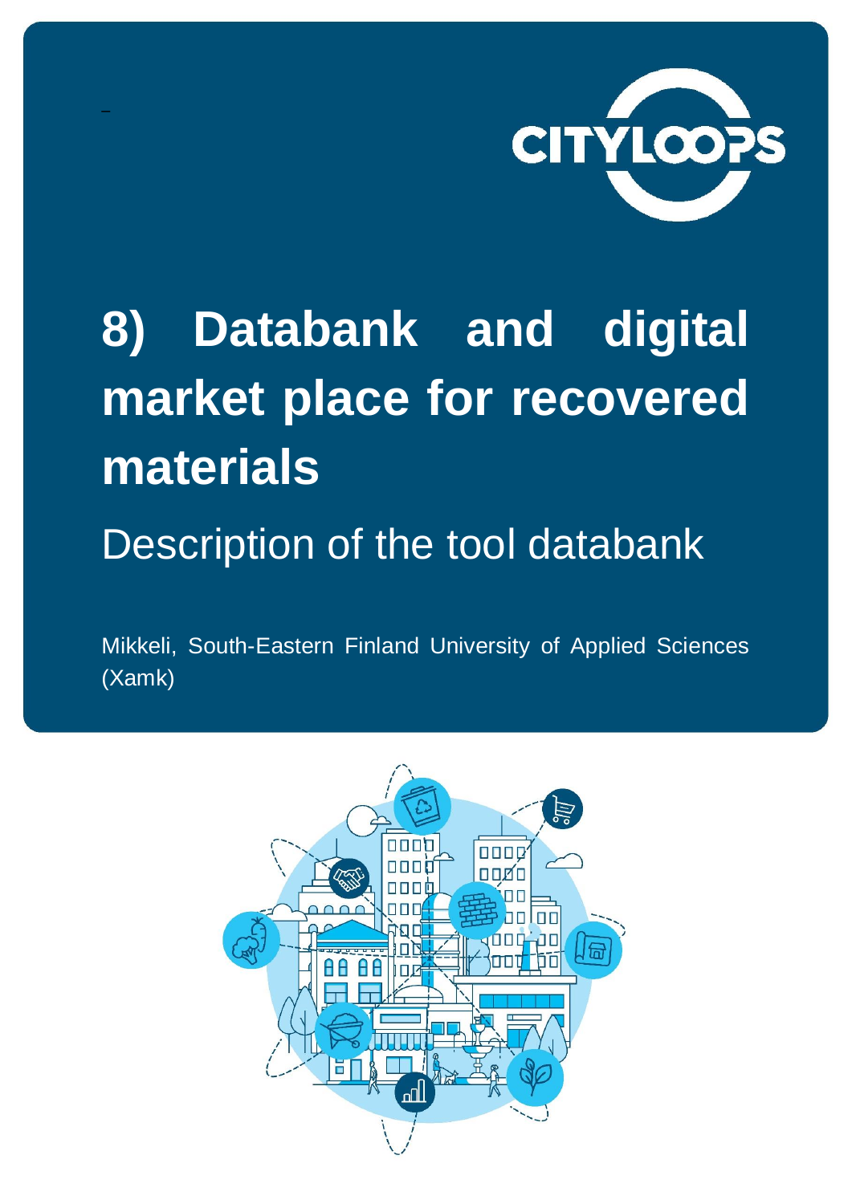# 8) Databank and digital market place for recovered materials

## Description of the tool databank

Mikkeli, South-Eastern Finland University of Applied Sciences (Xamk)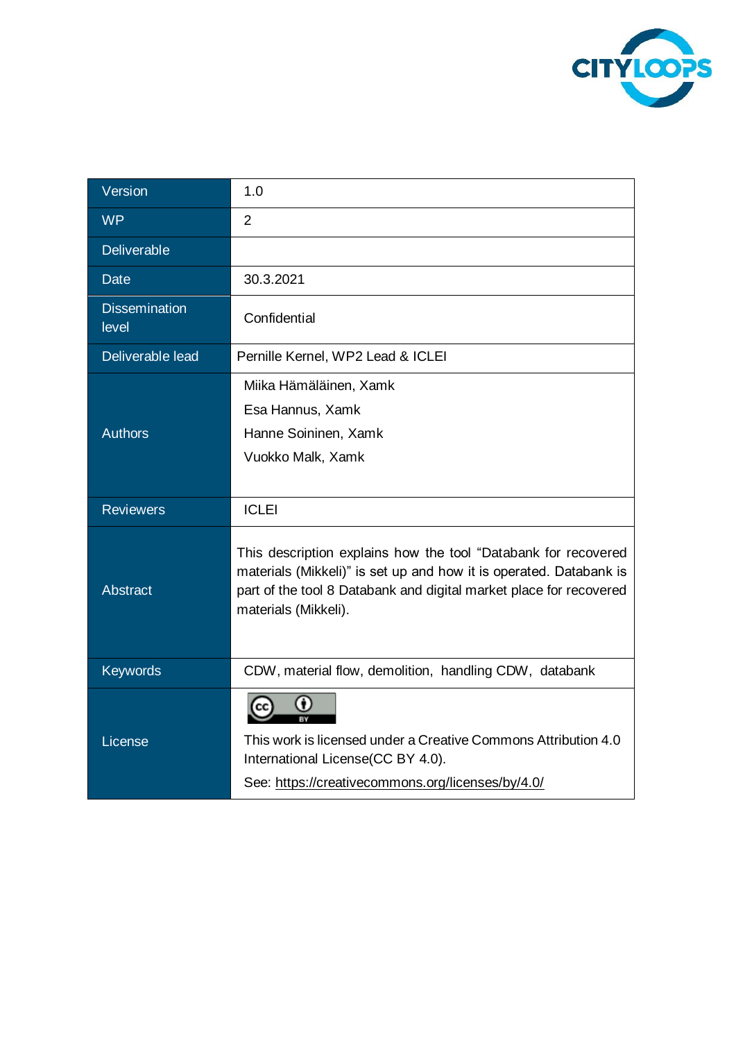| | |
|---|---|
| Version | 1.0 |
| WP | 2 |
| Deliverable | |
| Date | 30.3.2021 |
| Dissemination level | Confidential |
| Deliverable lead | Pernille Kernel, WP2 Lead & ICLEI |
| Authors | Miika Hämäläinen, Xamk<br>Esa Hannus, Xamk<br>Hanne Soininen, Xamk<br>Vuokko Malk, Xamk |
| Reviewers | ICLEI |
| Abstract | This description explains how the tool "Databank for recovered materials (Mikkeli)" is set up and how it is operated. Databank is part of the tool 8 Databank and digital market place for recovered materials (Mikkeli). |
| Keywords | CDW, material flow, demolition, handling CDW, databank |
| License | This work is licensed under a Creative Commons Attribution 4.0 International License(CC BY 4.0).<br>See: https://creativecommons.org/licenses/by/4.0/ |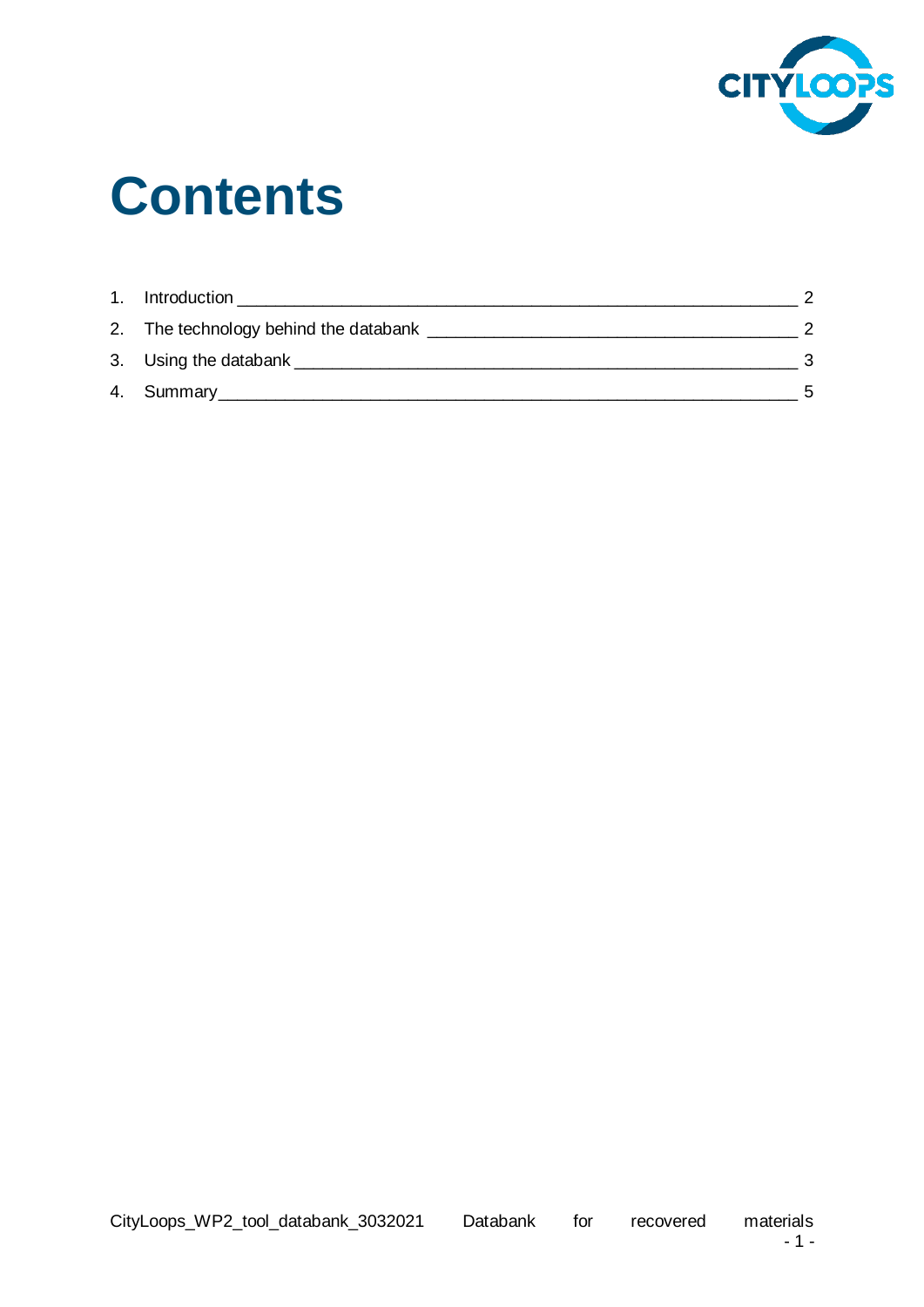# Contents

1. Introduction ____________________________________________ 2
2. The technology behind the databank ____________________________ 2
3. Using the databank ________________________________________ 3
4. Summary ______________________________________________ 5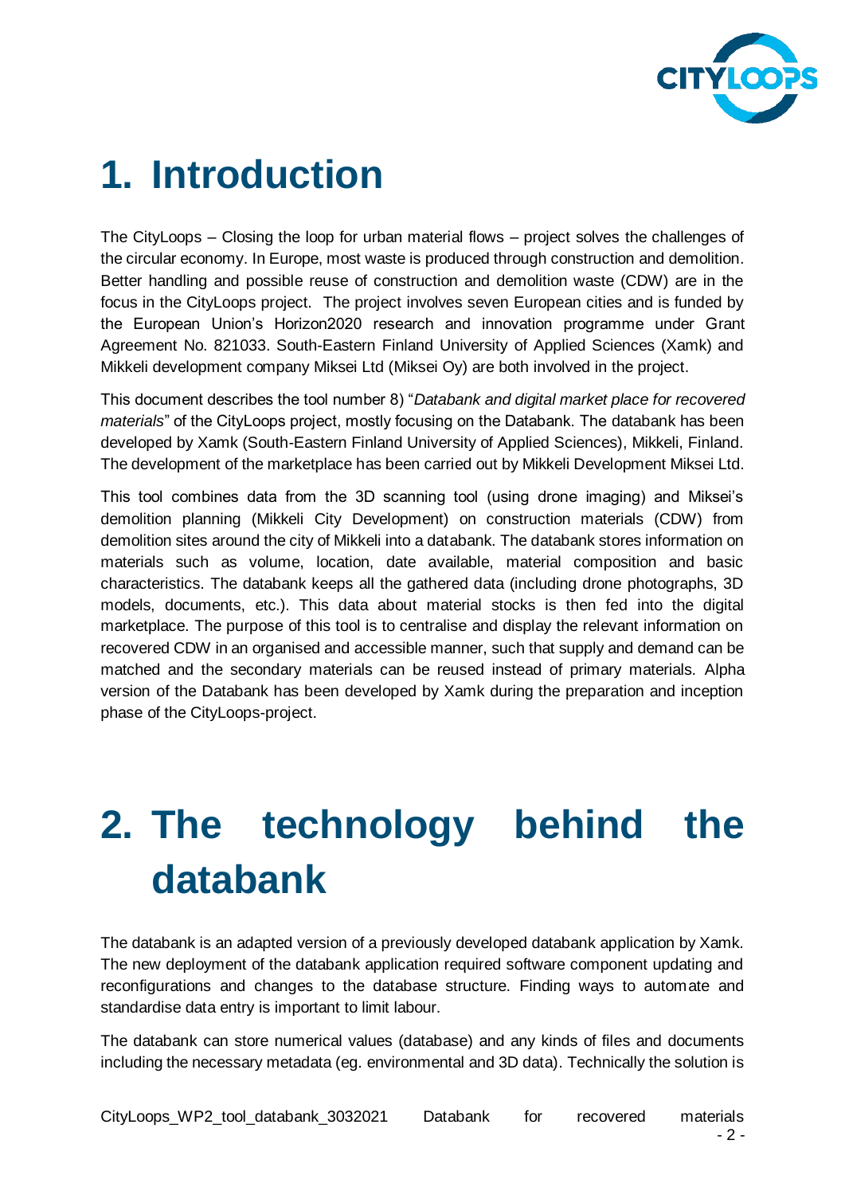# 1. Introduction

The CityLoops – Closing the loop for urban material flows – project solves the challenges of the circular economy. In Europe, most waste is produced through construction and demolition. Better handling and possible reuse of construction and demolition waste (CDW) are in the focus in the CityLoops project. The project involves seven European cities and is funded by the European Union's Horizon2020 research and innovation programme under Grant Agreement No. 821033. South-Eastern Finland University of Applied Sciences (Xamk) and Mikkeli development company Miksei Ltd (Miksei Oy) are both involved in the project.

This document describes the tool number 8) "*Databank and digital market place for recovered materials*" of the CityLoops project, mostly focusing on the Databank. The databank has been developed by Xamk (South-Eastern Finland University of Applied Sciences), Mikkeli, Finland. The development of the marketplace has been carried out by Mikkeli Development Miksei Ltd.

This tool combines data from the 3D scanning tool (using drone imaging) and Miksei's demolition planning (Mikkeli City Development) on construction materials (CDW) from demolition sites around the city of Mikkeli into a databank. The databank stores information on materials such as volume, location, date available, material composition and basic characteristics. The databank keeps all the gathered data (including drone photographs, 3D models, documents, etc.). This data about material stocks is then fed into the digital marketplace. The purpose of this tool is to centralise and display the relevant information on recovered CDW in an organised and accessible manner, such that supply and demand can be matched and the secondary materials can be reused instead of primary materials. Alpha version of the Databank has been developed by Xamk during the preparation and inception phase of the CityLoops-project.

# 2. The technology behind the databank

The databank is an adapted version of a previously developed databank application by Xamk. The new deployment of the databank application required software component updating and reconfigurations and changes to the database structure. Finding ways to automate and standardise data entry is important to limit labour.

The databank can store numerical values (database) and any kinds of files and documents including the necessary metadata (eg. environmental and 3D data). Technically the solution is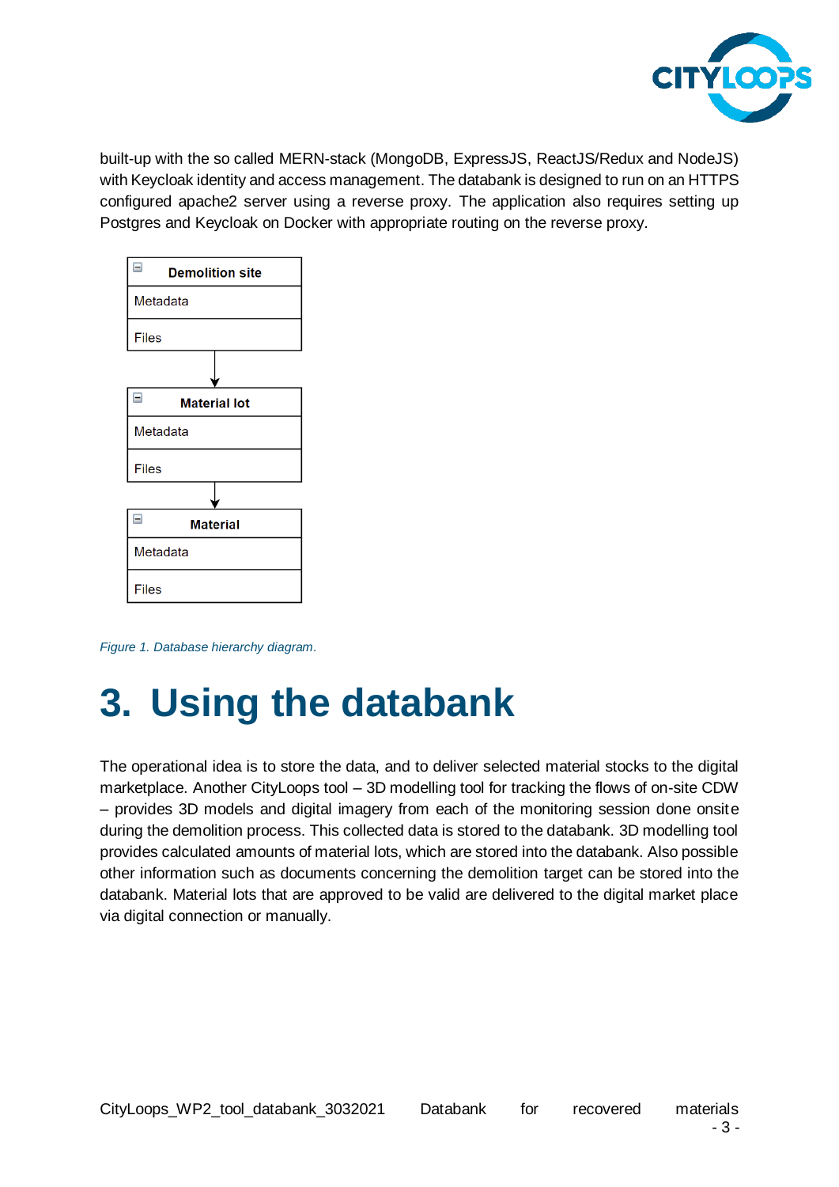built-up with the so called MERN-stack (MongoDB, ExpressJS, ReactJS/Redux and NodeJS) with Keycloak identity and access management. The databank is designed to run on an HTTPS configured apache2 server using a reverse proxy. The application also requires setting up Postgres and Keycloak on Docker with appropriate routing on the reverse proxy.

```
Demolition site
  Metadata
  Files
     ↓
Material lot
  Metadata
  Files
     ↓
Material
  Metadata
  Files
```

*Figure 1. Database hierarchy diagram.*

# 3. Using the databank

The operational idea is to store the data, and to deliver selected material stocks to the digital marketplace. Another CityLoops tool – 3D modelling tool for tracking the flows of on-site CDW – provides 3D models and digital imagery from each of the monitoring session done onsite during the demolition process. This collected data is stored to the databank. 3D modelling tool provides calculated amounts of material lots, which are stored into the databank. Also possible other information such as documents concerning the demolition target can be stored into the databank. Material lots that are approved to be valid are delivered to the digital market place via digital connection or manually.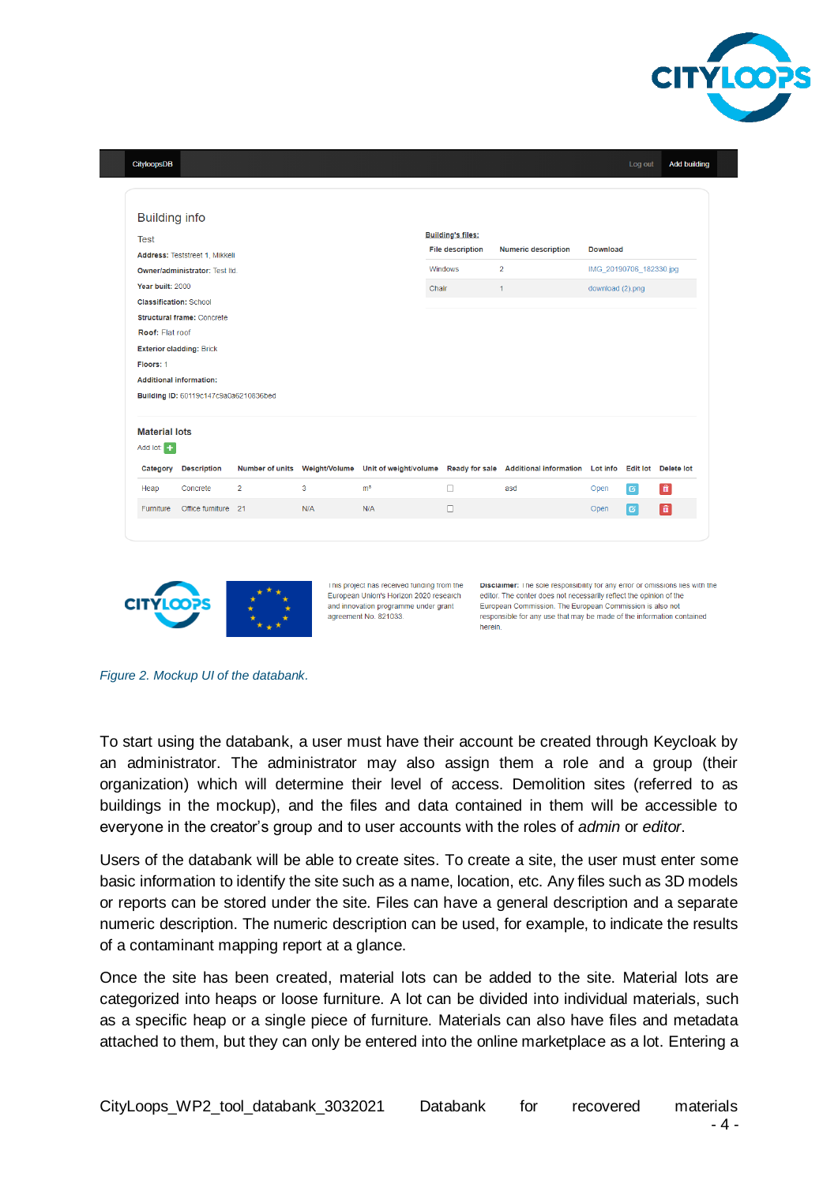Figure 2. Mockup UI of the databank.

To start using the databank, a user must have their account be created through Keycloak by an administrator. The administrator may also assign them a role and a group (their organization) which will determine their level of access. Demolition sites (referred to as buildings in the mockup), and the files and data contained in them will be accessible to everyone in the creator's group and to user accounts with the roles of *admin* or *editor*.

Users of the databank will be able to create sites. To create a site, the user must enter some basic information to identify the site such as a name, location, etc. Any files such as 3D models or reports can be stored under the site. Files can have a general description and a separate numeric description. The numeric description can be used, for example, to indicate the results of a contaminant mapping report at a glance.

Once the site has been created, material lots can be added to the site. Material lots are categorized into heaps or loose furniture. A lot can be divided into individual materials, such as a specific heap or a single piece of furniture. Materials can also have files and metadata attached to them, but they can only be entered into the online marketplace as a lot. Entering a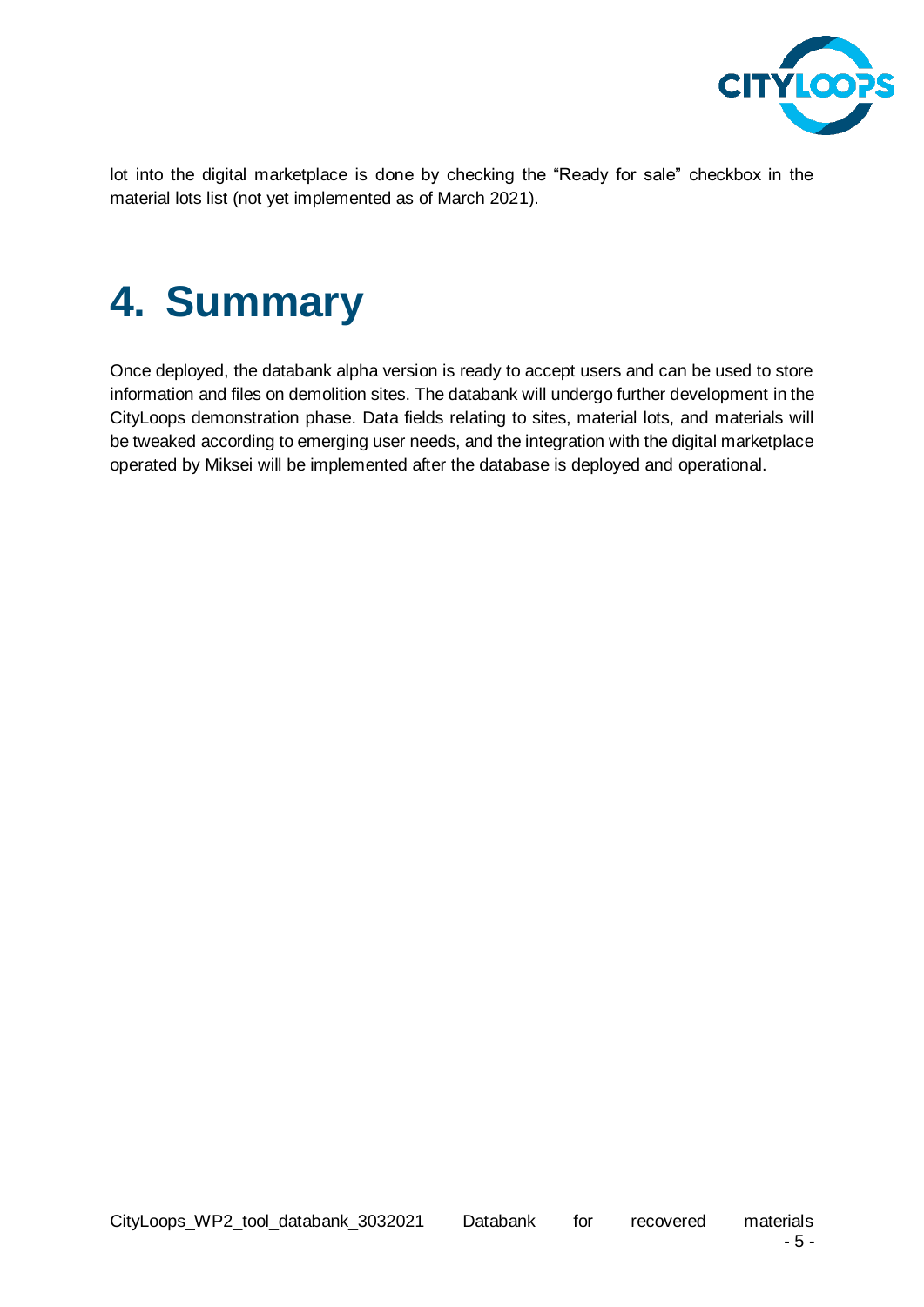lot into the digital marketplace is done by checking the “Ready for sale” checkbox in the material lots list (not yet implemented as of March 2021).

# 4. Summary

Once deployed, the databank alpha version is ready to accept users and can be used to store information and files on demolition sites. The databank will undergo further development in the CityLoops demonstration phase. Data fields relating to sites, material lots, and materials will be tweaked according to emerging user needs, and the integration with the digital marketplace operated by Miksei will be implemented after the database is deployed and operational.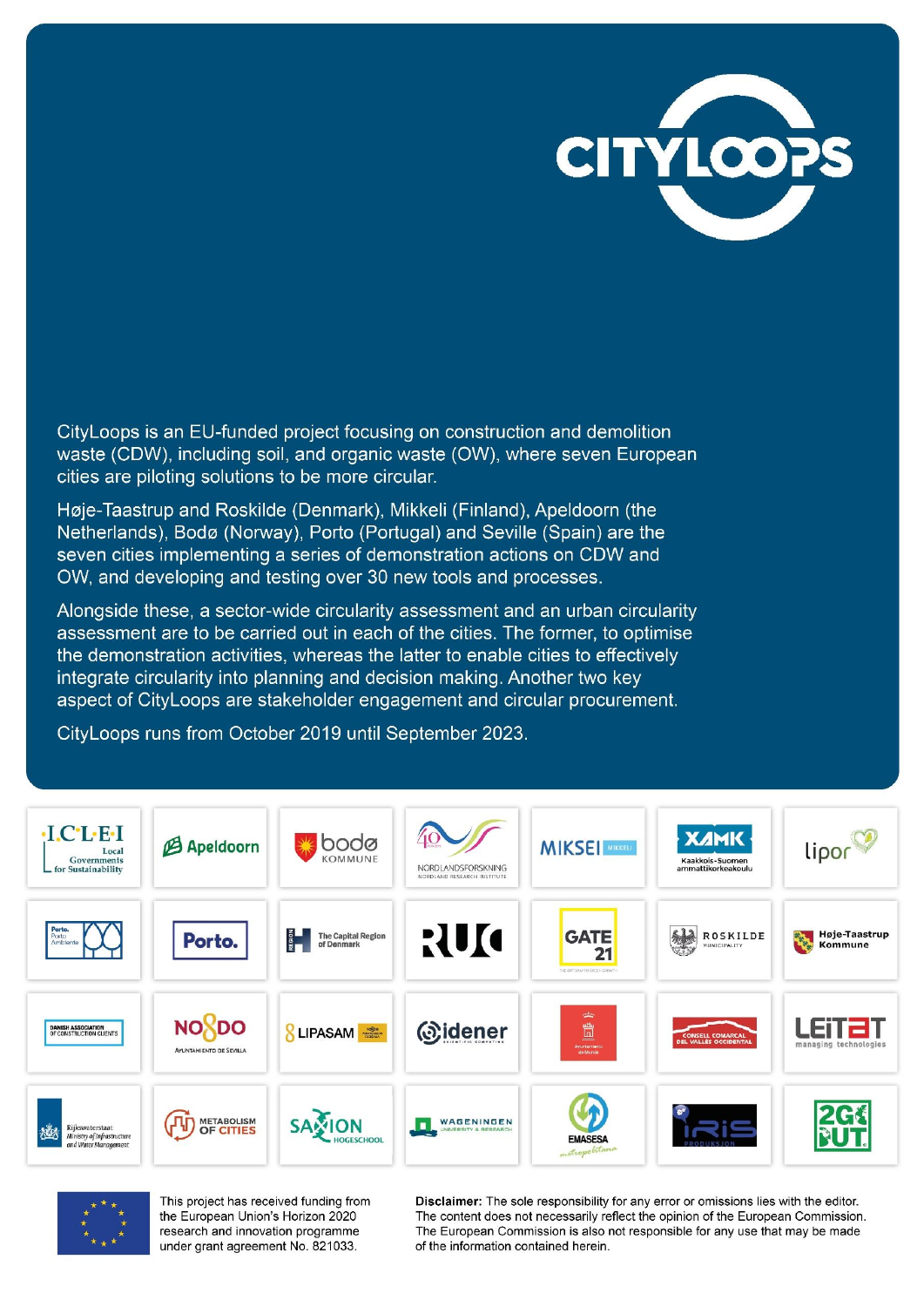# CITYLOOPS

CityLoops is an EU-funded project focusing on construction and demolition waste (CDW), including soil, and organic waste (OW), where seven European cities are piloting solutions to be more circular.

Høje-Taastrup and Roskilde (Denmark), Mikkeli (Finland), Apeldoorn (the Netherlands), Bodø (Norway), Porto (Portugal) and Seville (Spain) are the seven cities implementing a series of demonstration actions on CDW and OW, and developing and testing over 30 new tools and processes.

Alongside these, a sector-wide circularity assessment and an urban circularity assessment are to be carried out in each of the cities. The former, to optimise the demonstration activities, whereas the latter to enable cities to effectively integrate circularity into planning and decision making. Another two key aspect of CityLoops are stakeholder engagement and circular procurement.

CityLoops runs from October 2019 until September 2023.

This project has received funding from the European Union's Horizon 2020 research and innovation programme under grant agreement No. 821033.

**Disclaimer:** The sole responsibility for any error or omissions lies with the editor. The content does not necessarily reflect the opinion of the European Commission. The European Commission is also not responsible for any use that may be made of the information contained herein.